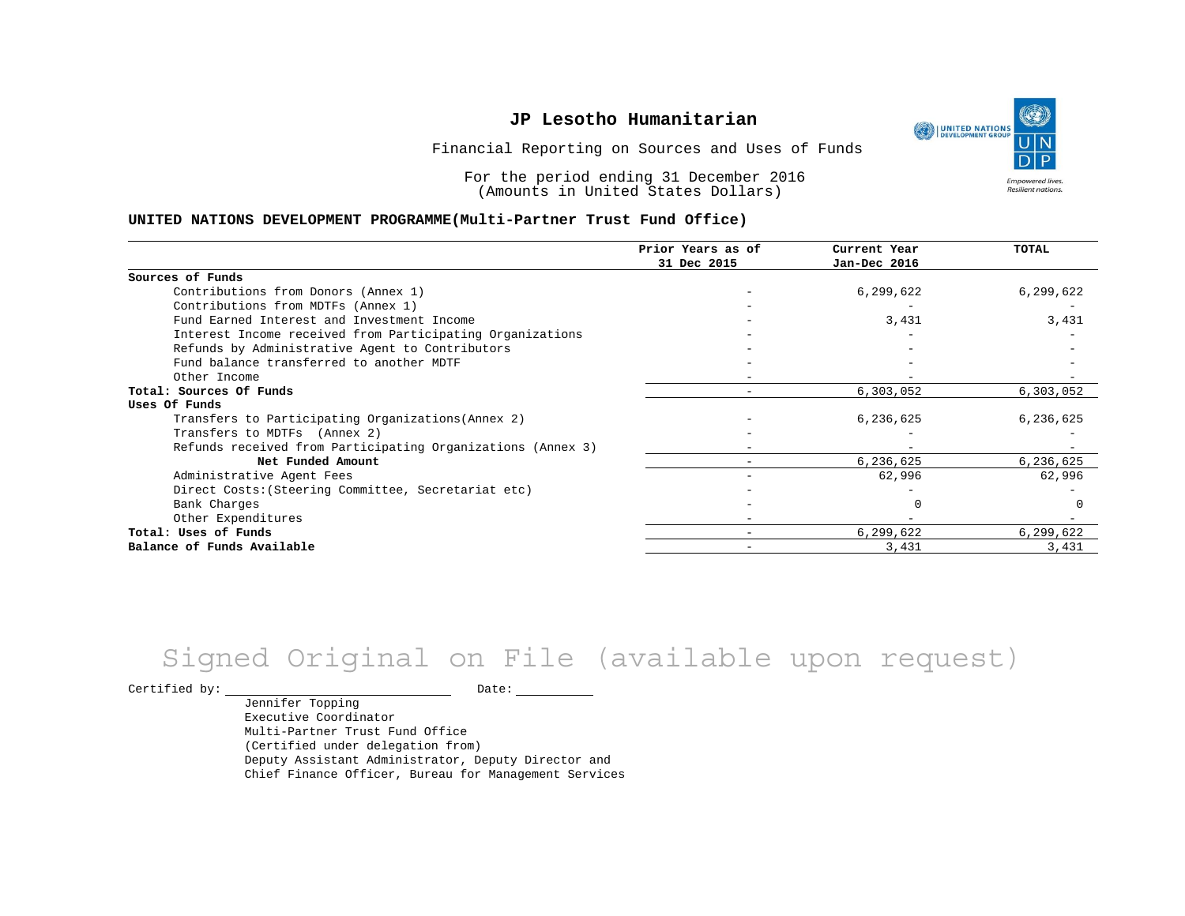# JP Lesotho Humanitarian

Financial Reporting on Sources and Uses of Funds

For the period ending 31 December 2016
(Amounts in United States Dollars)

**UNITED NATIONS DEVELOPMENT PROGRAMME(Multi-Partner Trust Fund Office)**

| | Prior Years as of 31 Dec 2015 | Current Year Jan-Dec 2016 | TOTAL |
|---|---|---|---|
| **Sources of Funds** | | | |
| Contributions from Donors (Annex 1) | - | 6,299,622 | 6,299,622 |
| Contributions from MDTFs (Annex 1) | - | - | - |
| Fund Earned Interest and Investment Income | - | 3,431 | 3,431 |
| Interest Income received from Participating Organizations | - | - | - |
| Refunds by Administrative Agent to Contributors | - | - | - |
| Fund balance transferred to another MDTF | - | - | - |
| Other Income | - | - | - |
| **Total: Sources Of Funds** | - | 6,303,052 | 6,303,052 |
| **Uses Of Funds** | | | |
| Transfers to Participating Organizations(Annex 2) | - | 6,236,625 | 6,236,625 |
| Transfers to MDTFs (Annex 2) | - | - | - |
| Refunds received from Participating Organizations (Annex 3) | - | - | - |
| **Net Funded Amount** | - | 6,236,625 | 6,236,625 |
| Administrative Agent Fees | - | 62,996 | 62,996 |
| Direct Costs:(Steering Committee, Secretariat etc) | - | - | - |
| Bank Charges | - | 0 | 0 |
| Other Expenditures | - | - | - |
| **Total: Uses of Funds** | - | 6,299,622 | 6,299,622 |
| **Balance of Funds Available** | - | 3,431 | 3,431 |

Signed Original on File (available upon request)

Certified by: ______________________ Date: __________

Jennifer Topping
Executive Coordinator
Multi-Partner Trust Fund Office
(Certified under delegation from)
Deputy Assistant Administrator, Deputy Director and
Chief Finance Officer, Bureau for Management Services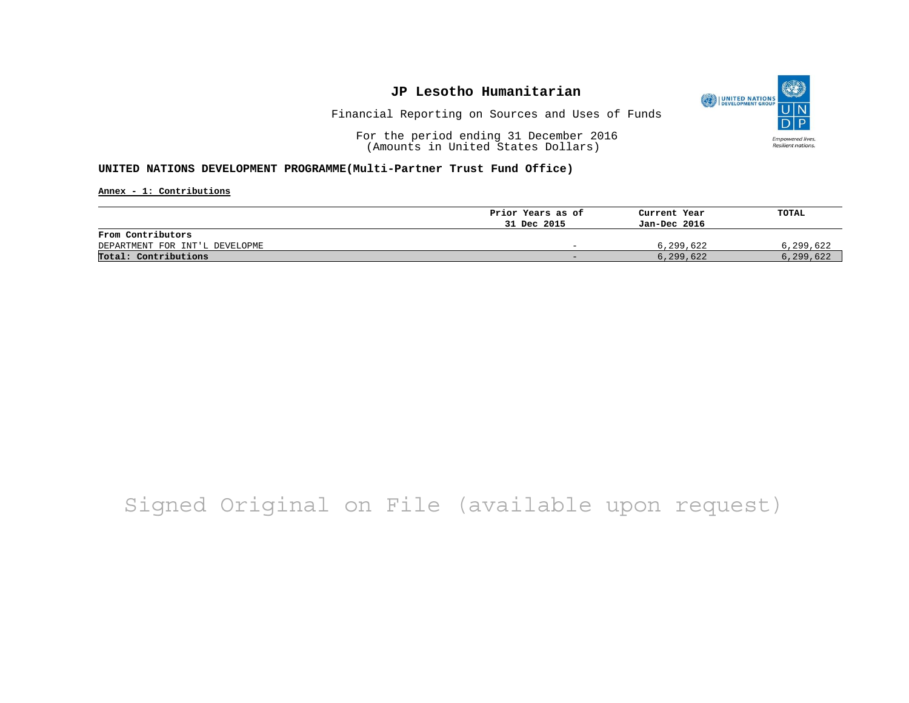# JP Lesotho Humanitarian

Financial Reporting on Sources and Uses of Funds

For the period ending 31 December 2016
(Amounts in United States Dollars)

**UNITED NATIONS DEVELOPMENT PROGRAMME(Multi-Partner Trust Fund Office)**

**Annex - 1: Contributions**

| | Prior Years as of 31 Dec 2015 | Current Year Jan-Dec 2016 | TOTAL |
|---|---|---|---|
| **From Contributors** | | | |
| DEPARTMENT FOR INT'L DEVELOPME | - | 6,299,622 | 6,299,622 |
| **Total: Contributions** | - | 6,299,622 | 6,299,622 |

Signed Original on File (available upon request)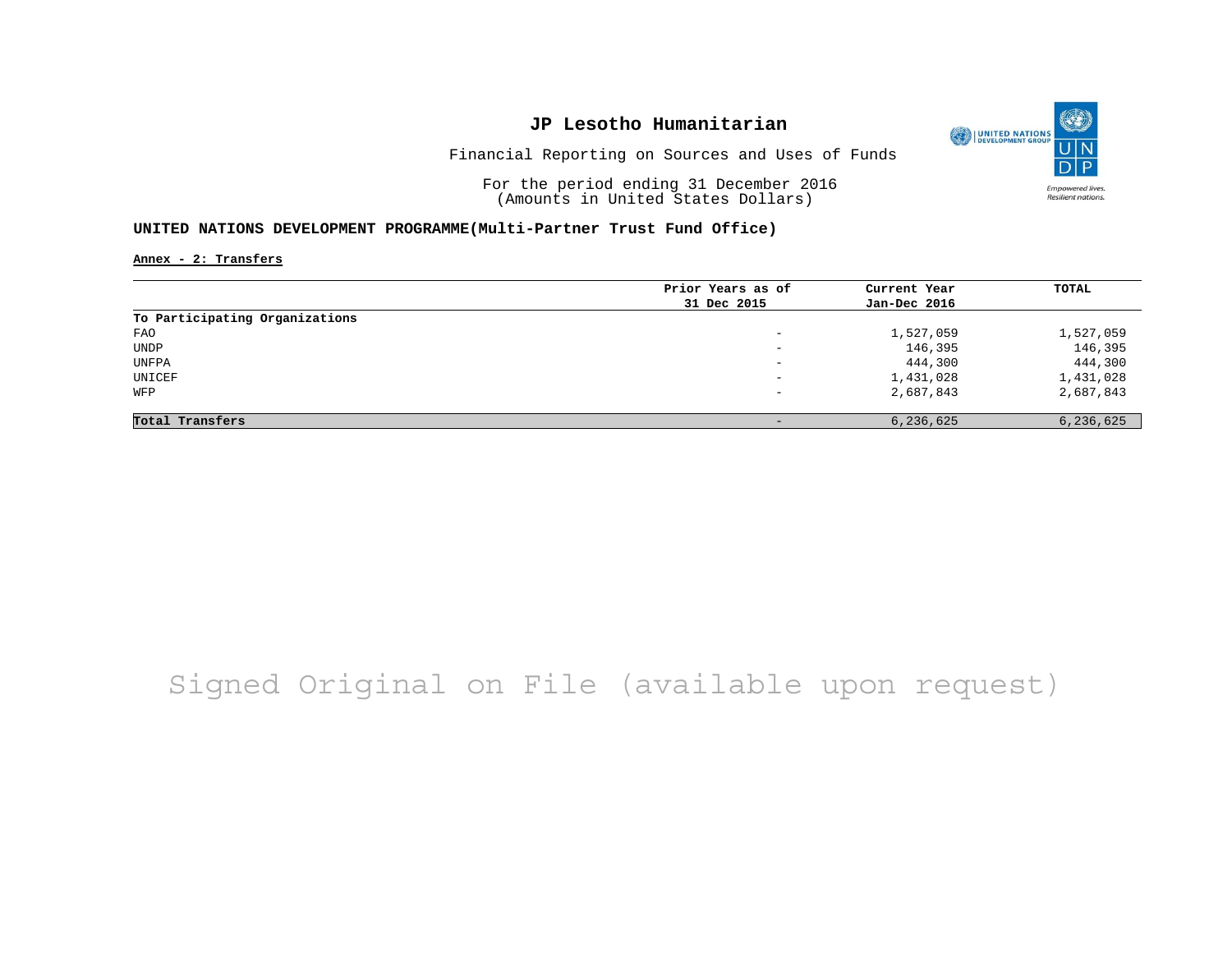# JP Lesotho Humanitarian

Financial Reporting on Sources and Uses of Funds

For the period ending 31 December 2016
(Amounts in United States Dollars)

## UNITED NATIONS DEVELOPMENT PROGRAMME(Multi-Partner Trust Fund Office)

**Annex - 2: Transfers**

| | Prior Years as of 31 Dec 2015 | Current Year Jan-Dec 2016 | TOTAL |
|---|---|---|---|
| **To Participating Organizations** | | | |
| FAO | - | 1,527,059 | 1,527,059 |
| UNDP | - | 146,395 | 146,395 |
| UNFPA | - | 444,300 | 444,300 |
| UNICEF | - | 1,431,028 | 1,431,028 |
| WFP | - | 2,687,843 | 2,687,843 |
| **Total Transfers** | - | 6,236,625 | 6,236,625 |

Signed Original on File (available upon request)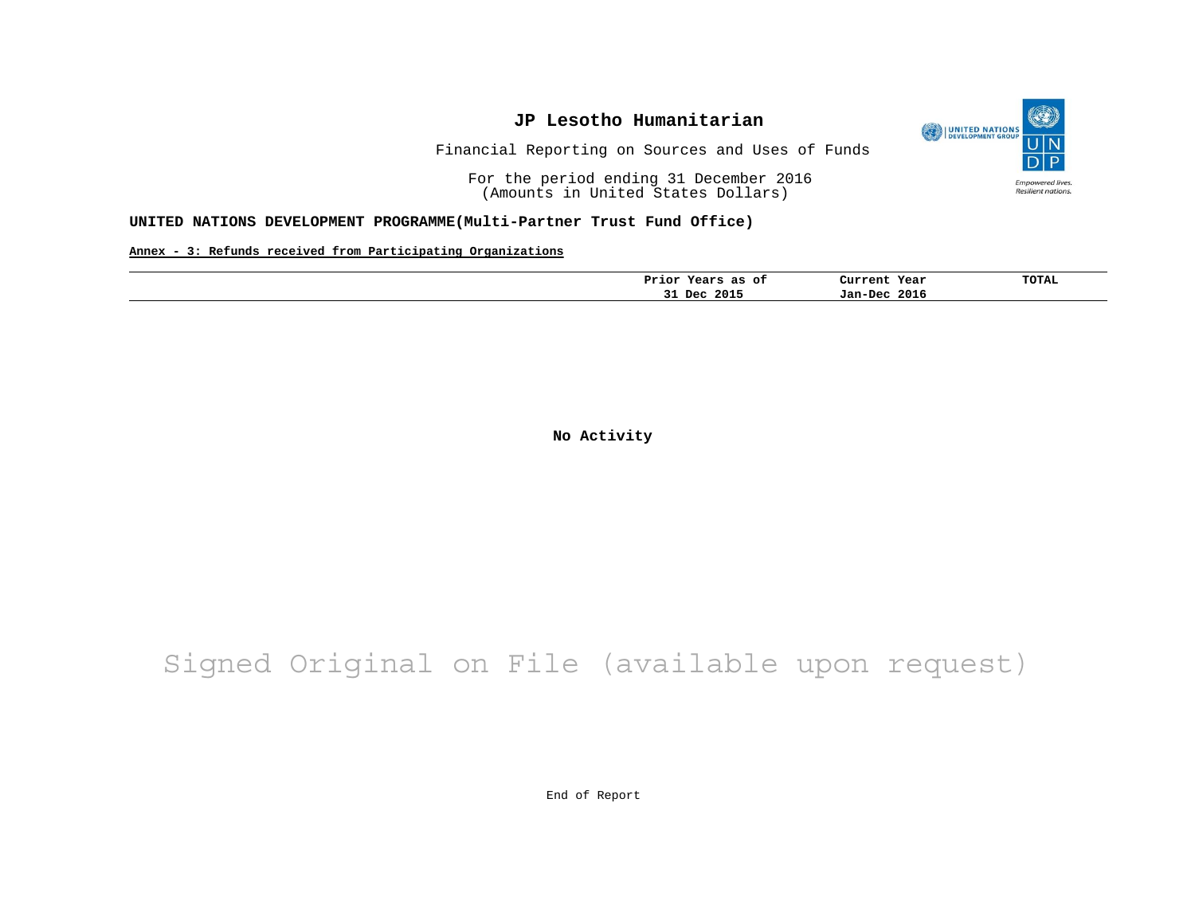# JP Lesotho Humanitarian

Financial Reporting on Sources and Uses of Funds

For the period ending 31 December 2016
(Amounts in United States Dollars)

**UNITED NATIONS DEVELOPMENT PROGRAMME(Multi-Partner Trust Fund Office)**

**Annex - 3: Refunds received from Participating Organizations**

| | Prior Years as of 31 Dec 2015 | Current Year Jan-Dec 2016 | TOTAL |
|---|---|---|---|

**No Activity**

Signed Original on File (available upon request)

End of Report